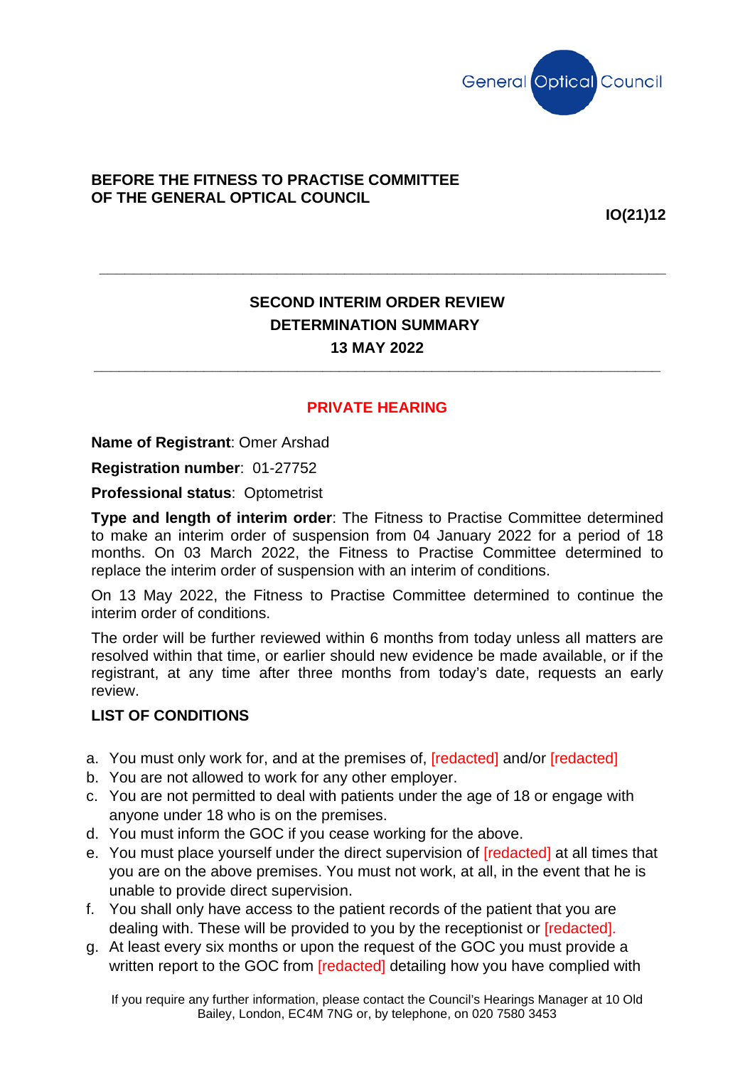General Optical Council

**BEFORE THE FITNESS TO PRACTISE COMMITTEE OF THE GENERAL OPTICAL COUNCIL**

**IO(21)12**

---

## SECOND INTERIM ORDER REVIEW
## DETERMINATION SUMMARY
## 13 MAY 2022

---

**PRIVATE HEARING**

**Name of Registrant**: Omer Arshad

**Registration number**: 01-27752

**Professional status**: Optometrist

**Type and length of interim order**: The Fitness to Practise Committee determined to make an interim order of suspension from 04 January 2022 for a period of 18 months. On 03 March 2022, the Fitness to Practise Committee determined to replace the interim order of suspension with an interim of conditions.

On 13 May 2022, the Fitness to Practise Committee determined to continue the interim order of conditions.

The order will be further reviewed within 6 months from today unless all matters are resolved within that time, or earlier should new evidence be made available, or if the registrant, at any time after three months from today's date, requests an early review.

**LIST OF CONDITIONS**

a. You must only work for, and at the premises of, [redacted] and/or [redacted]
b. You are not allowed to work for any other employer.
c. You are not permitted to deal with patients under the age of 18 or engage with anyone under 18 who is on the premises.
d. You must inform the GOC if you cease working for the above.
e. You must place yourself under the direct supervision of [redacted] at all times that you are on the above premises. You must not work, at all, in the event that he is unable to provide direct supervision.
f. You shall only have access to the patient records of the patient that you are dealing with. These will be provided to you by the receptionist or [redacted].
g. At least every six months or upon the request of the GOC you must provide a written report to the GOC from [redacted] detailing how you have complied with

If you require any further information, please contact the Council's Hearings Manager at 10 Old Bailey, London, EC4M 7NG or, by telephone, on 020 7580 3453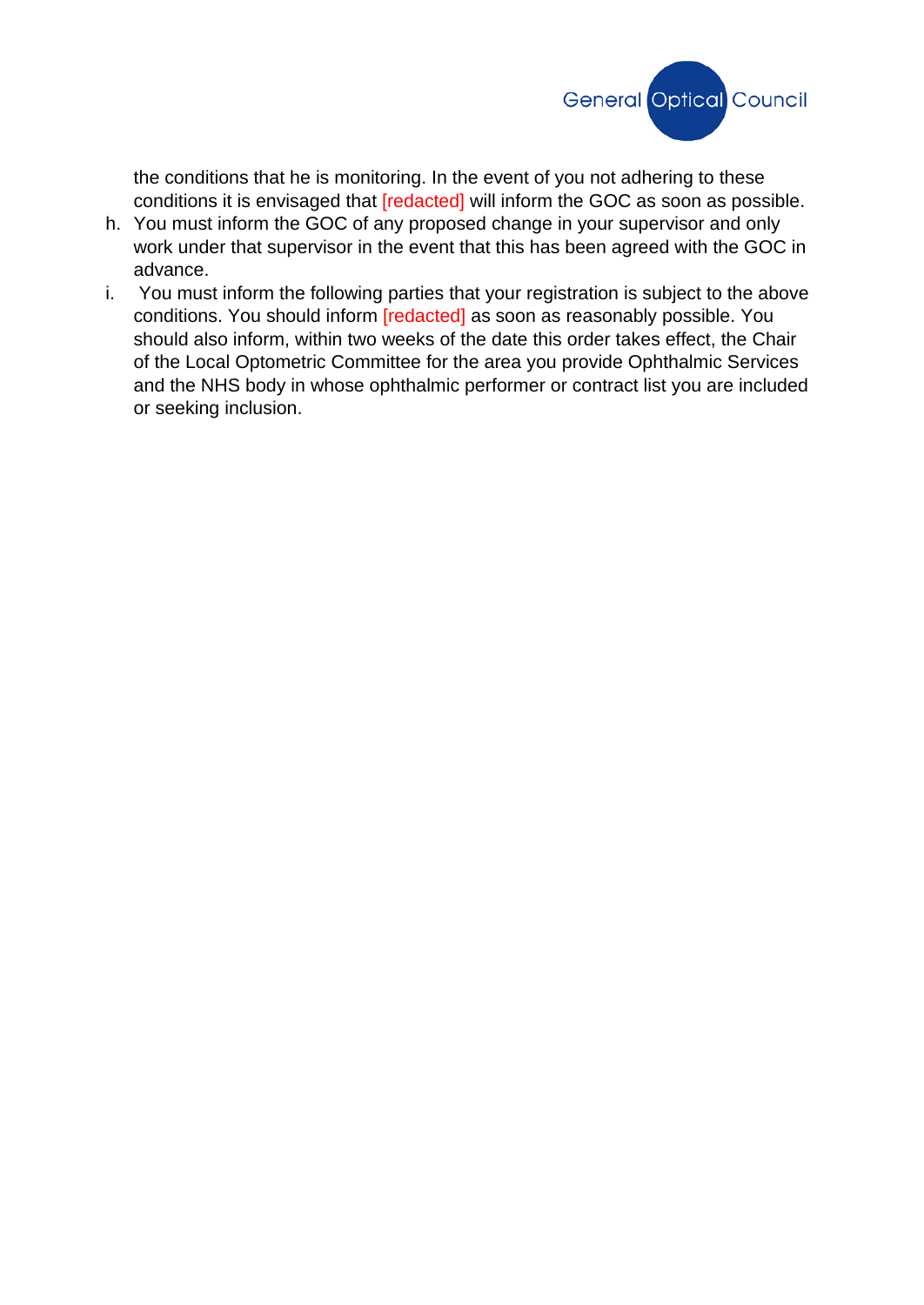the conditions that he is monitoring. In the event of you not adhering to these conditions it is envisaged that [redacted] will inform the GOC as soon as possible.

h. You must inform the GOC of any proposed change in your supervisor and only work under that supervisor in the event that this has been agreed with the GOC in advance.

i. You must inform the following parties that your registration is subject to the above conditions. You should inform [redacted] as soon as reasonably possible. You should also inform, within two weeks of the date this order takes effect, the Chair of the Local Optometric Committee for the area you provide Ophthalmic Services and the NHS body in whose ophthalmic performer or contract list you are included or seeking inclusion.